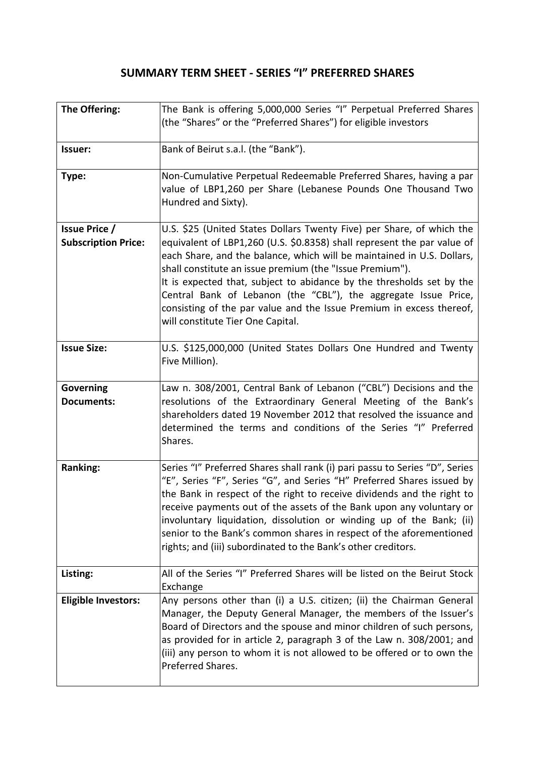## SUMMARY TERM SHEET - SERIES "I" PREFERRED SHARES

| | |
|---|---|
| **The Offering:** | The Bank is offering 5,000,000 Series "I" Perpetual Preferred Shares (the "Shares" or the "Preferred Shares") for eligible investors |
| **Issuer:** | Bank of Beirut s.a.l. (the "Bank"). |
| **Type:** | Non-Cumulative Perpetual Redeemable Preferred Shares, having a par value of LBP1,260 per Share (Lebanese Pounds One Thousand Two Hundred and Sixty). |
| **Issue Price / Subscription Price:** | U.S. \$25 (United States Dollars Twenty Five) per Share, of which the equivalent of LBP1,260 (U.S. \$0.8358) shall represent the par value of each Share, and the balance, which will be maintained in U.S. Dollars, shall constitute an issue premium (the "Issue Premium"). It is expected that, subject to abidance by the thresholds set by the Central Bank of Lebanon (the "CBL"), the aggregate Issue Price, consisting of the par value and the Issue Premium in excess thereof, will constitute Tier One Capital. |
| **Issue Size:** | U.S. \$125,000,000 (United States Dollars One Hundred and Twenty Five Million). |
| **Governing Documents:** | Law n. 308/2001, Central Bank of Lebanon ("CBL") Decisions and the resolutions of the Extraordinary General Meeting of the Bank's shareholders dated 19 November 2012 that resolved the issuance and determined the terms and conditions of the Series "I" Preferred Shares. |
| **Ranking:** | Series "I" Preferred Shares shall rank (i) pari passu to Series "D", Series "E", Series "F", Series "G", and Series "H" Preferred Shares issued by the Bank in respect of the right to receive dividends and the right to receive payments out of the assets of the Bank upon any voluntary or involuntary liquidation, dissolution or winding up of the Bank; (ii) senior to the Bank's common shares in respect of the aforementioned rights; and (iii) subordinated to the Bank's other creditors. |
| **Listing:** | All of the Series "I" Preferred Shares will be listed on the Beirut Stock Exchange |
| **Eligible Investors:** | Any persons other than (i) a U.S. citizen; (ii) the Chairman General Manager, the Deputy General Manager, the members of the Issuer's Board of Directors and the spouse and minor children of such persons, as provided for in article 2, paragraph 3 of the Law n. 308/2001; and (iii) any person to whom it is not allowed to be offered or to own the Preferred Shares. |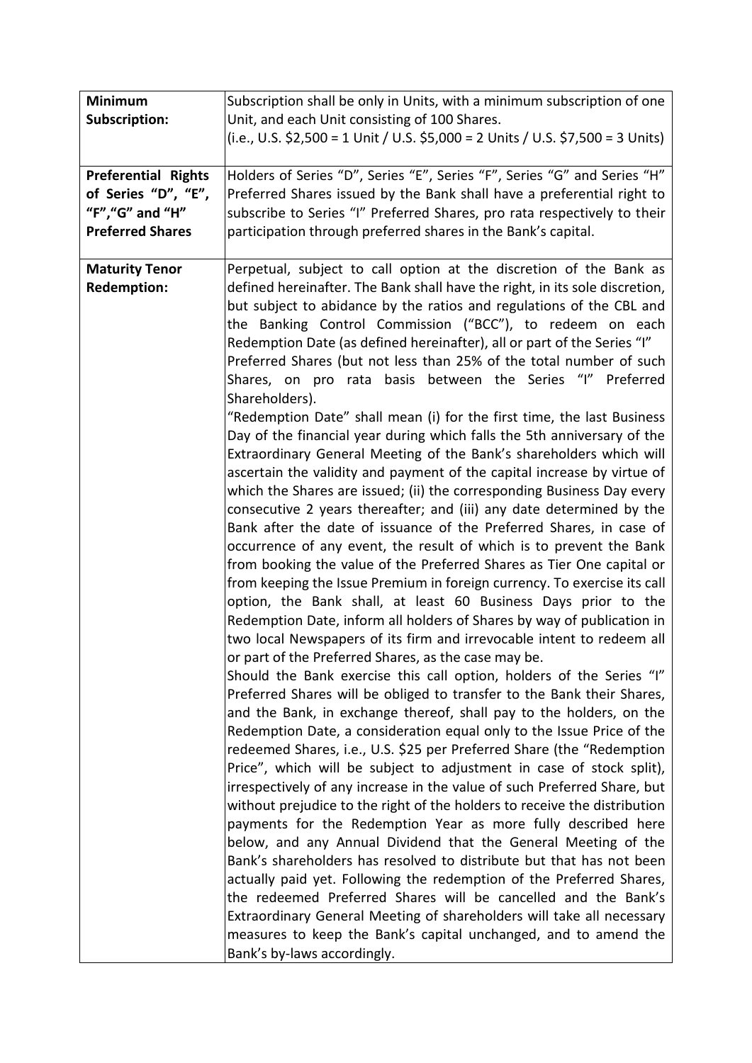| | |
|---|---|
| **Minimum Subscription:** | Subscription shall be only in Units, with a minimum subscription of one Unit, and each Unit consisting of 100 Shares.<br>(i.e., U.S. $2,500 = 1 Unit / U.S. $5,000 = 2 Units / U.S. $7,500 = 3 Units) |
| **Preferential Rights of Series "D", "E", "F","G" and "H" Preferred Shares** | Holders of Series "D", Series "E", Series "F", Series "G" and Series "H" Preferred Shares issued by the Bank shall have a preferential right to subscribe to Series "I" Preferred Shares, pro rata respectively to their participation through preferred shares in the Bank's capital. |
| **Maturity Tenor Redemption:** | Perpetual, subject to call option at the discretion of the Bank as defined hereinafter. The Bank shall have the right, in its sole discretion, but subject to abidance by the ratios and regulations of the CBL and the Banking Control Commission ("BCC"), to redeem on each Redemption Date (as defined hereinafter), all or part of the Series "I" Preferred Shares (but not less than 25% of the total number of such Shares, on pro rata basis between the Series "I" Preferred Shareholders).<br>"Redemption Date" shall mean (i) for the first time, the last Business Day of the financial year during which falls the 5th anniversary of the Extraordinary General Meeting of the Bank's shareholders which will ascertain the validity and payment of the capital increase by virtue of which the Shares are issued; (ii) the corresponding Business Day every consecutive 2 years thereafter; and (iii) any date determined by the Bank after the date of issuance of the Preferred Shares, in case of occurrence of any event, the result of which is to prevent the Bank from booking the value of the Preferred Shares as Tier One capital or from keeping the Issue Premium in foreign currency. To exercise its call option, the Bank shall, at least 60 Business Days prior to the Redemption Date, inform all holders of Shares by way of publication in two local Newspapers of its firm and irrevocable intent to redeem all or part of the Preferred Shares, as the case may be.<br>Should the Bank exercise this call option, holders of the Series "I" Preferred Shares will be obliged to transfer to the Bank their Shares, and the Bank, in exchange thereof, shall pay to the holders, on the Redemption Date, a consideration equal only to the Issue Price of the redeemed Shares, i.e., U.S. $25 per Preferred Share (the "Redemption Price", which will be subject to adjustment in case of stock split), irrespectively of any increase in the value of such Preferred Share, but without prejudice to the right of the holders to receive the distribution payments for the Redemption Year as more fully described here below, and any Annual Dividend that the General Meeting of the Bank's shareholders has resolved to distribute but that has not been actually paid yet. Following the redemption of the Preferred Shares, the redeemed Preferred Shares will be cancelled and the Bank's Extraordinary General Meeting of shareholders will take all necessary measures to keep the Bank's capital unchanged, and to amend the Bank's by-laws accordingly. |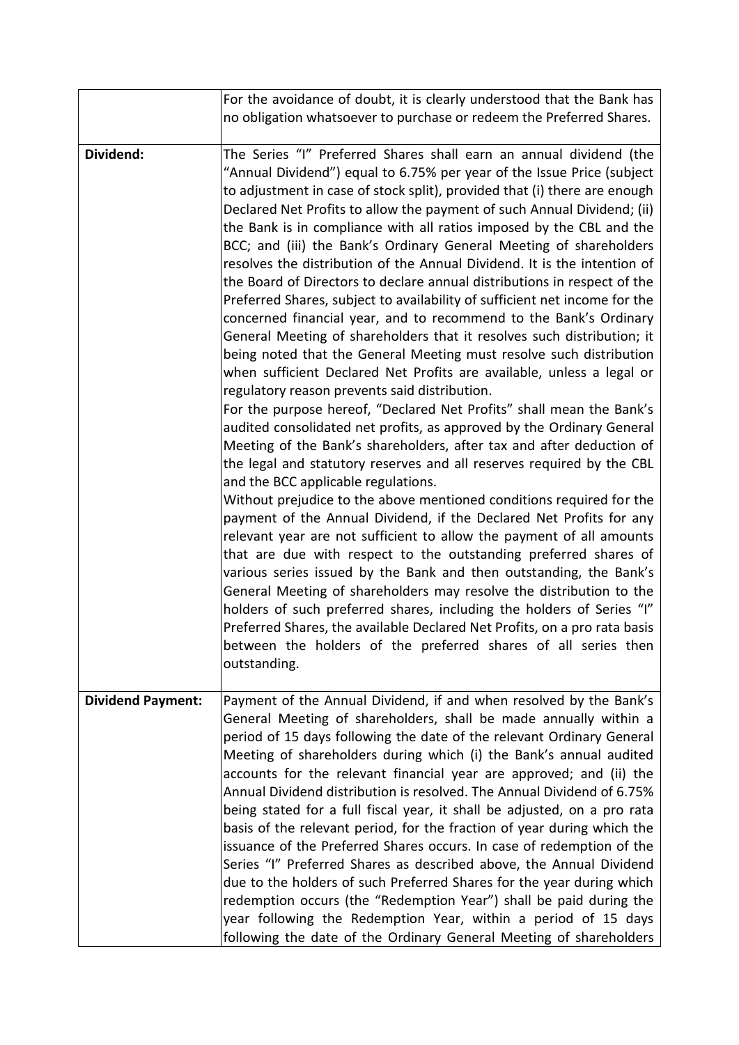|  |  |
|---|---|
|  | For the avoidance of doubt, it is clearly understood that the Bank has no obligation whatsoever to purchase or redeem the Preferred Shares. |
| **Dividend:** | The Series "I" Preferred Shares shall earn an annual dividend (the "Annual Dividend") equal to 6.75% per year of the Issue Price (subject to adjustment in case of stock split), provided that (i) there are enough Declared Net Profits to allow the payment of such Annual Dividend; (ii) the Bank is in compliance with all ratios imposed by the CBL and the BCC; and (iii) the Bank's Ordinary General Meeting of shareholders resolves the distribution of the Annual Dividend. It is the intention of the Board of Directors to declare annual distributions in respect of the Preferred Shares, subject to availability of sufficient net income for the concerned financial year, and to recommend to the Bank's Ordinary General Meeting of shareholders that it resolves such distribution; it being noted that the General Meeting must resolve such distribution when sufficient Declared Net Profits are available, unless a legal or regulatory reason prevents said distribution.<br>For the purpose hereof, "Declared Net Profits" shall mean the Bank's audited consolidated net profits, as approved by the Ordinary General Meeting of the Bank's shareholders, after tax and after deduction of the legal and statutory reserves and all reserves required by the CBL and the BCC applicable regulations.<br>Without prejudice to the above mentioned conditions required for the payment of the Annual Dividend, if the Declared Net Profits for any relevant year are not sufficient to allow the payment of all amounts that are due with respect to the outstanding preferred shares of various series issued by the Bank and then outstanding, the Bank's General Meeting of shareholders may resolve the distribution to the holders of such preferred shares, including the holders of Series "I" Preferred Shares, the available Declared Net Profits, on a pro rata basis between the holders of the preferred shares of all series then outstanding. |
| **Dividend Payment:** | Payment of the Annual Dividend, if and when resolved by the Bank's General Meeting of shareholders, shall be made annually within a period of 15 days following the date of the relevant Ordinary General Meeting of shareholders during which (i) the Bank's annual audited accounts for the relevant financial year are approved; and (ii) the Annual Dividend distribution is resolved. The Annual Dividend of 6.75% being stated for a full fiscal year, it shall be adjusted, on a pro rata basis of the relevant period, for the fraction of year during which the issuance of the Preferred Shares occurs. In case of redemption of the Series "I" Preferred Shares as described above, the Annual Dividend due to the holders of such Preferred Shares for the year during which redemption occurs (the "Redemption Year") shall be paid during the year following the Redemption Year, within a period of 15 days following the date of the Ordinary General Meeting of shareholders |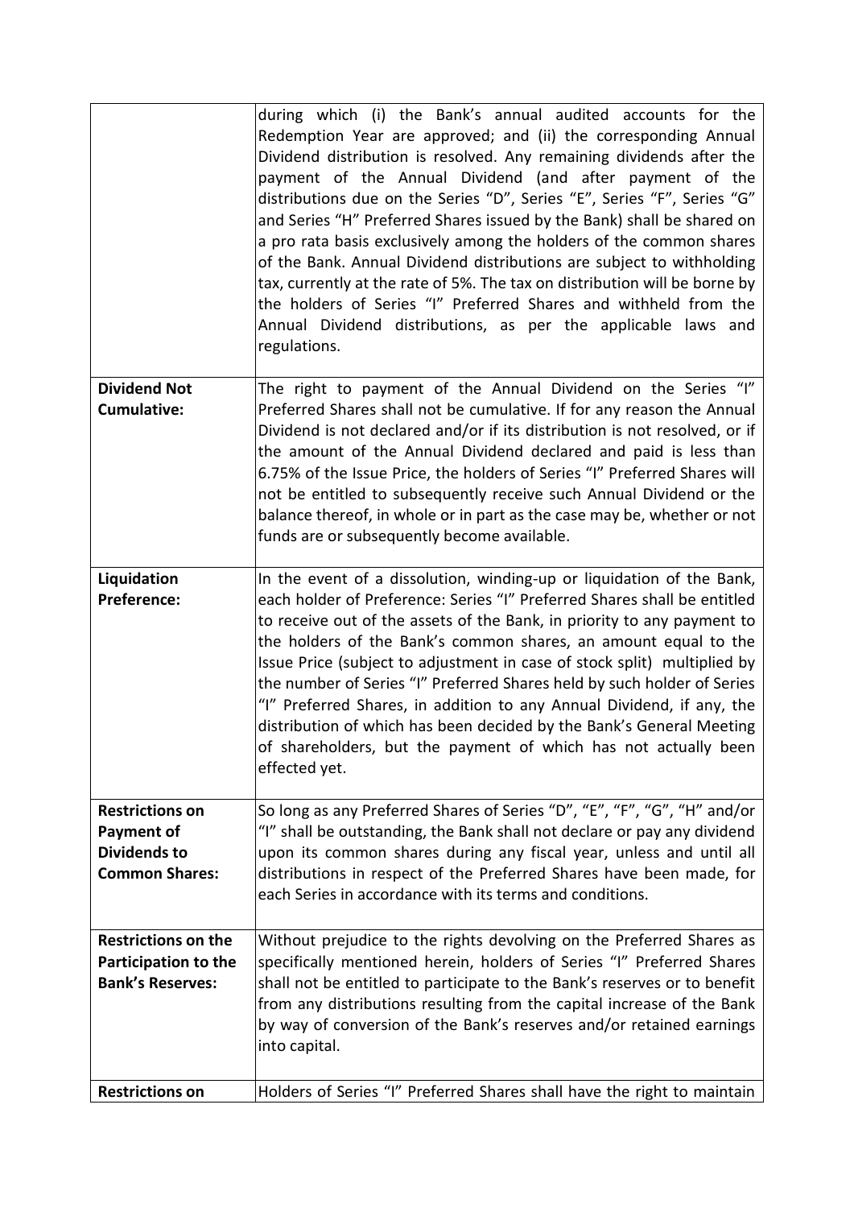|  |  |
|---|---|
|  | during which (i) the Bank's annual audited accounts for the Redemption Year are approved; and (ii) the corresponding Annual Dividend distribution is resolved. Any remaining dividends after the payment of the Annual Dividend (and after payment of the distributions due on the Series "D", Series "E", Series "F", Series "G" and Series "H" Preferred Shares issued by the Bank) shall be shared on a pro rata basis exclusively among the holders of the common shares of the Bank. Annual Dividend distributions are subject to withholding tax, currently at the rate of 5%. The tax on distribution will be borne by the holders of Series "I" Preferred Shares and withheld from the Annual Dividend distributions, as per the applicable laws and regulations. |
| **Dividend Not Cumulative:** | The right to payment of the Annual Dividend on the Series "I" Preferred Shares shall not be cumulative. If for any reason the Annual Dividend is not declared and/or if its distribution is not resolved, or if the amount of the Annual Dividend declared and paid is less than 6.75% of the Issue Price, the holders of Series "I" Preferred Shares will not be entitled to subsequently receive such Annual Dividend or the balance thereof, in whole or in part as the case may be, whether or not funds are or subsequently become available. |
| **Liquidation Preference:** | In the event of a dissolution, winding-up or liquidation of the Bank, each holder of Preference: Series "I" Preferred Shares shall be entitled to receive out of the assets of the Bank, in priority to any payment to the holders of the Bank's common shares, an amount equal to the Issue Price (subject to adjustment in case of stock split) multiplied by the number of Series "I" Preferred Shares held by such holder of Series "I" Preferred Shares, in addition to any Annual Dividend, if any, the distribution of which has been decided by the Bank's General Meeting of shareholders, but the payment of which has not actually been effected yet. |
| **Restrictions on Payment of Dividends to Common Shares:** | So long as any Preferred Shares of Series "D", "E", "F", "G", "H" and/or "I" shall be outstanding, the Bank shall not declare or pay any dividend upon its common shares during any fiscal year, unless and until all distributions in respect of the Preferred Shares have been made, for each Series in accordance with its terms and conditions. |
| **Restrictions on the Participation to the Bank's Reserves:** | Without prejudice to the rights devolving on the Preferred Shares as specifically mentioned herein, holders of Series "I" Preferred Shares shall not be entitled to participate to the Bank's reserves or to benefit from any distributions resulting from the capital increase of the Bank by way of conversion of the Bank's reserves and/or retained earnings into capital. |
| **Restrictions on** | Holders of Series "I" Preferred Shares shall have the right to maintain |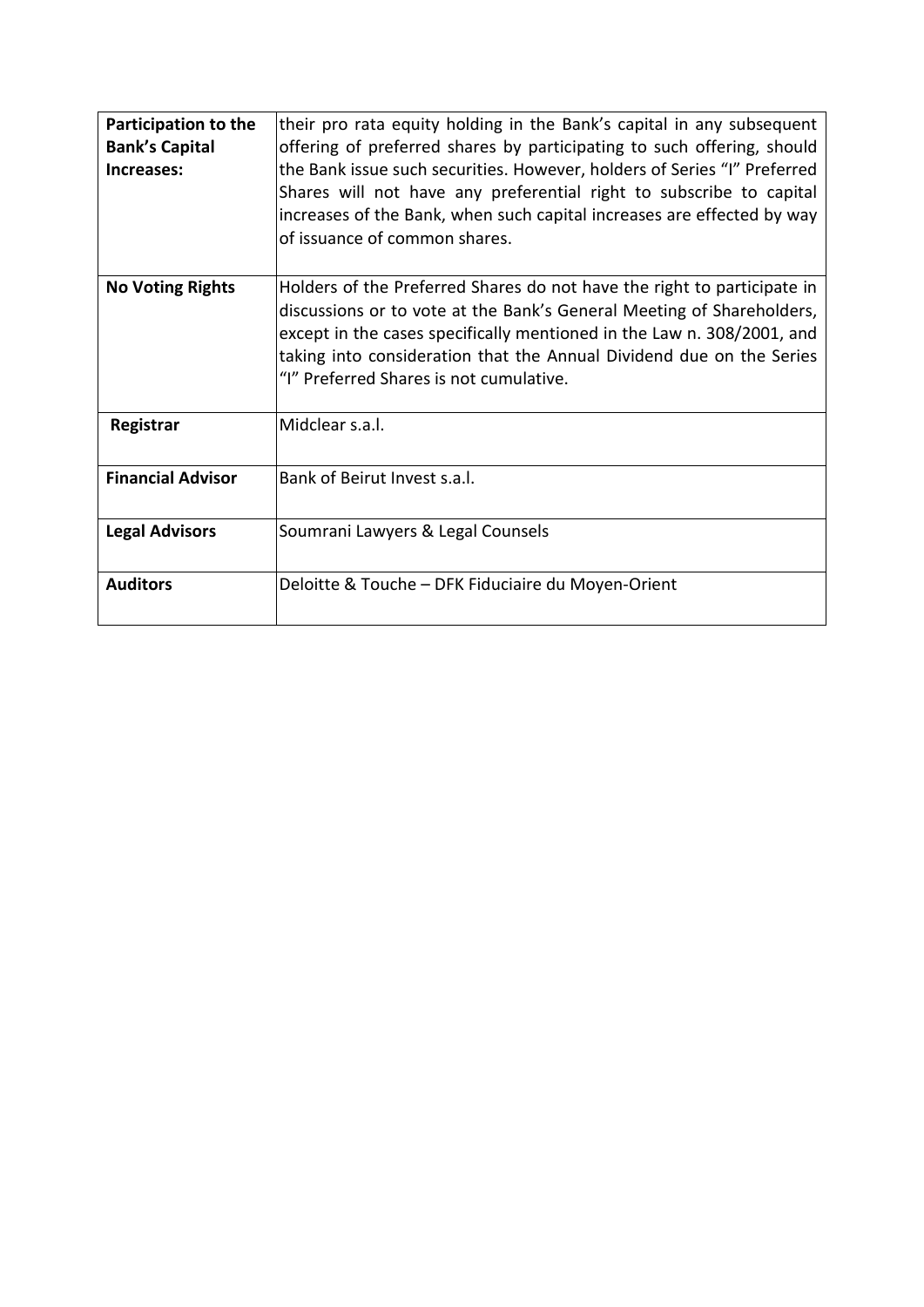| | |
|---|---|
| **Participation to the Bank's Capital Increases:** | their pro rata equity holding in the Bank's capital in any subsequent offering of preferred shares by participating to such offering, should the Bank issue such securities. However, holders of Series "I" Preferred Shares will not have any preferential right to subscribe to capital increases of the Bank, when such capital increases are effected by way of issuance of common shares. |
| **No Voting Rights** | Holders of the Preferred Shares do not have the right to participate in discussions or to vote at the Bank's General Meeting of Shareholders, except in the cases specifically mentioned in the Law n. 308/2001, and taking into consideration that the Annual Dividend due on the Series "I" Preferred Shares is not cumulative. |
| **Registrar** | Midclear s.a.l. |
| **Financial Advisor** | Bank of Beirut Invest s.a.l. |
| **Legal Advisors** | Soumrani Lawyers & Legal Counsels |
| **Auditors** | Deloitte & Touche – DFK Fiduciaire du Moyen-Orient |